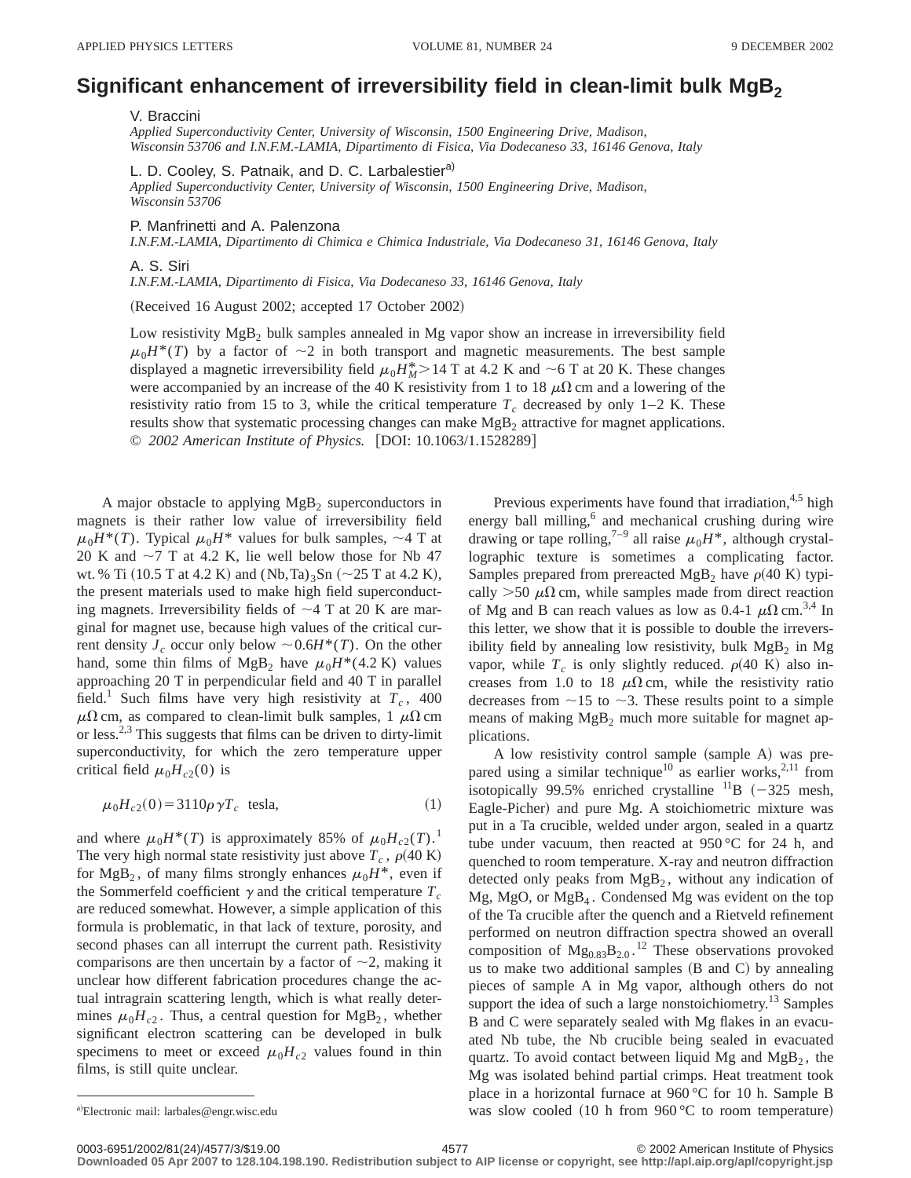# Significant enhancement of irreversibility field in clean-limit bulk $MgB_2$

V. Braccini

*Applied Superconductivity Center, University of Wisconsin, 1500 Engineering Drive, Madison, Wisconsin 53706 and I.N.F.M.-LAMIA, Dipartimento di Fisica, Via Dodecaneso 33, 16146 Genova, Italy*

L. D. Cooley, S. Patnaik, and D. C. Larbalestier[a)]

*Applied Superconductivity Center, University of Wisconsin, 1500 Engineering Drive, Madison, Wisconsin 53706*

P. Manfrinetti and A. Palenzona

*I.N.F.M.-LAMIA, Dipartimento di Chimica e Chimica Industriale, Via Dodecaneso 31, 16146 Genova, Italy*

A. S. Siri

*I.N.F.M.-LAMIA, Dipartimento di Fisica, Via Dodecaneso 33, 16146 Genova, Italy*

(Received 16 August 2002; accepted 17 October 2002)

Low resistivity $MgB_2$ bulk samples annealed in Mg vapor show an increase in irreversibility field $\mu_0H^*(T)$ by a factor of ~2 in both transport and magnetic measurements. The best sample displayed a magnetic irreversibility field $\mu_0H^*_M > 14$ T at 4.2 K and ~6 T at 20 K. These changes were accompanied by an increase of the 40 K resistivity from 1 to 18 $\mu\Omega$ cm and a lowering of the resistivity ratio from 15 to 3, while the critical temperature $T_c$ decreased by only 1–2 K. These results show that systematic processing changes can make $MgB_2$ attractive for magnet applications. © *2002 American Institute of Physics.* [DOI: 10.1063/1.1528289]

A major obstacle to applying $MgB_2$ superconductors in magnets is their rather low value of irreversibility field $\mu_0H^*(T)$. Typical $\mu_0H^*$ values for bulk samples, ~4 T at 20 K and ~7 T at 4.2 K, lie well below those for Nb 47 wt.% Ti (10.5 T at 4.2 K) and $(Nb,Ta)_3Sn$ (~25 T at 4.2 K), the present materials used to make high field superconducting magnets. Irreversibility fields of ~4 T at 20 K are marginal for magnet use, because high values of the critical current density $J_c$ occur only below $\sim 0.6H^*(T)$. On the other hand, some thin films of $MgB_2$ have $\mu_0H^*(4.2\text{ K})$ values approaching 20 T in perpendicular field and 40 T in parallel field.[1] Such films have very high resistivity at $T_c$, 400 $\mu\Omega$ cm, as compared to clean-limit bulk samples, 1 $\mu\Omega$ cm or less.[2,3] This suggests that films can be driven to dirty-limit superconductivity, for which the zero temperature upper critical field $\mu_0H_{c2}(0)$ is

$$\mu_0H_{c2}(0) = 3110\rho\gamma T_c \ \ \text{tesla}, \tag{1}$$

and where $\mu_0H^*(T)$ is approximately 85% of $\mu_0H_{c2}(T)$.[1] The very high normal state resistivity just above $T_c$, $\rho(40\text{ K})$ for $MgB_2$, of many films strongly enhances $\mu_0H^*$, even if the Sommerfeld coefficient $\gamma$ and the critical temperature $T_c$ are reduced somewhat. However, a simple application of this formula is problematic, in that lack of texture, porosity, and second phases can all interrupt the current path. Resistivity comparisons are then uncertain by a factor of ~2, making it unclear how different fabrication procedures change the actual intragrain scattering length, which is what really determines $\mu_0H_{c2}$. Thus, a central question for $MgB_2$, whether significant electron scattering can be developed in bulk specimens to meet or exceed $\mu_0H_{c2}$ values found in thin films, is still quite unclear.

Previous experiments have found that irradiation,[4,5] high energy ball milling,[6] and mechanical crushing during wire drawing or tape rolling,[7–9] all raise $\mu_0H^*$, although crystallographic texture is sometimes a complicating factor. Samples prepared from prereacted $MgB_2$ have $\rho(40\text{ K})$ typically >50 $\mu\Omega$ cm, while samples made from direct reaction of Mg and B can reach values as low as 0.4-1 $\mu\Omega$ cm.[3,4] In this letter, we show that it is possible to double the irreversibility field by annealing low resistivity, bulk $MgB_2$ in Mg vapor, while $T_c$ is only slightly reduced. $\rho(40\text{ K})$ also increases from 1.0 to 18 $\mu\Omega$ cm, while the resistivity ratio decreases from ~15 to ~3. These results point to a simple means of making $MgB_2$ much more suitable for magnet applications.

A low resistivity control sample (sample A) was prepared using a similar technique[10] as earlier works,[2,11] from isotopically 99.5% enriched crystalline $^{11}B$ (−325 mesh, Eagle-Picher) and pure Mg. A stoichiometric mixture was put in a Ta crucible, welded under argon, sealed in a quartz tube under vacuum, then reacted at 950 °C for 24 h, and quenched to room temperature. X-ray and neutron diffraction detected only peaks from $MgB_2$, without any indication of Mg, MgO, or $MgB_4$. Condensed Mg was evident on the top of the Ta crucible after the quench and a Rietveld refinement performed on neutron diffraction spectra showed an overall composition of $Mg_{0.83}B_{2.0}$.[12] These observations provoked us to make two additional samples (B and C) by annealing pieces of sample A in Mg vapor, although others do not support the idea of such a large nonstoichiometry.[13] Samples B and C were separately sealed with Mg flakes in an evacuated Nb tube, the Nb crucible being sealed in evacuated quartz. To avoid contact between liquid Mg and $MgB_2$, the Mg was isolated behind partial crimps. Heat treatment took place in a horizontal furnace at 960 °C for 10 h. Sample B was slow cooled (10 h from 960 °C to room temperature)

[a)]Electronic mail: larbales@engr.wisc.edu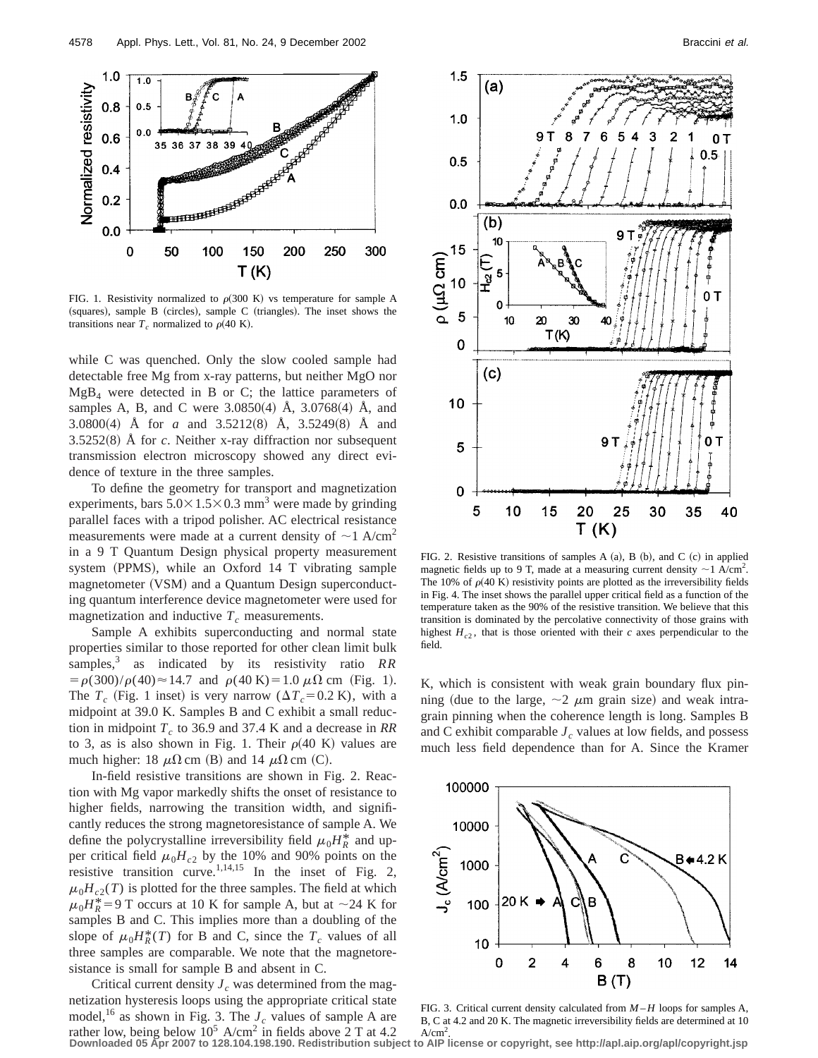FIG. 1. Resistivity normalized to $\rho$(300 K) vs temperature for sample A (squares), sample B (circles), sample C (triangles). The inset shows the transitions near $T_c$ normalized to $\rho$(40 K).

while C was quenched. Only the slow cooled sample had detectable free Mg from x-ray patterns, but neither MgO nor $MgB_4$ were detected in B or C; the lattice parameters of samples A, B, and C were 3.0850(4) Å, 3.0768(4) Å, and 3.0800(4) Å for *a* and 3.5212(8) Å, 3.5249(8) Å and 3.5252(8) Å for *c*. Neither x-ray diffraction nor subsequent transmission electron microscopy showed any direct evidence of texture in the three samples.

To define the geometry for transport and magnetization experiments, bars $5.0\times1.5\times0.3$ mm$^3$ were made by grinding parallel faces with a tripod polisher. AC electrical resistance measurements were made at a current density of $\sim$1 A/cm$^2$ in a 9 T Quantum Design physical property measurement system (PPMS), while an Oxford 14 T vibrating sample magnetometer (VSM) and a Quantum Design superconducting quantum interference device magnetometer were used for magnetization and inductive $T_c$ measurements.

Sample A exhibits superconducting and normal state properties similar to those reported for other clean limit bulk samples,[3] as indicated by its resistivity ratio $RR = \rho(300)/\rho(40) \approx 14.7$ and $\rho(40\text{ K}) = 1.0\ \mu\Omega$ cm (Fig. 1). The $T_c$ (Fig. 1 inset) is very narrow ($\Delta T_c = 0.2$ K), with a midpoint at 39.0 K. Samples B and C exhibit a small reduction in midpoint $T_c$ to 36.9 and 37.4 K and a decrease in *RR* to 3, as is also shown in Fig. 1. Their $\rho$(40 K) values are much higher: 18 $\mu\Omega$ cm (B) and 14 $\mu\Omega$ cm (C).

In-field resistive transitions are shown in Fig. 2. Reaction with Mg vapor markedly shifts the onset of resistance to higher fields, narrowing the transition width, and significantly reduces the strong magnetoresistance of sample A. We define the polycrystalline irreversibility field $\mu_0 H_R^*$ and upper critical field $\mu_0 H_{c2}$ by the 10% and 90% points on the resistive transition curve.[1,14,15] In the inset of Fig. 2, $\mu_0 H_{c2}(T)$ is plotted for the three samples. The field at which $\mu_0 H_R^* = 9$ T occurs at 10 K for sample A, but at $\sim$24 K for samples B and C. This implies more than a doubling of the slope of $\mu_0 H_R^*(T)$ for B and C, since the $T_c$ values of all three samples are comparable. We note that the magnetoresistance is small for sample B and absent in C.

Critical current density $J_c$ was determined from the magnetization hysteresis loops using the appropriate critical state model,[16] as shown in Fig. 3. The $J_c$ values of sample A are rather low, being below $10^5$ A/cm$^2$ in fields above 2 T at 4.2 K, which is consistent with weak grain boundary flux pinning (due to the large, $\sim$2 $\mu$m grain size) and weak intragrain pinning when the coherence length is long. Samples B and C exhibit comparable $J_c$ values at low fields, and possess much less field dependence than for A. Since the Kramer

FIG. 2. Resistive transitions of samples A (a), B (b), and C (c) in applied magnetic fields up to 9 T, made at a measuring current density $\sim$1 A/cm$^2$. The 10% of $\rho$(40 K) resistivity points are plotted as the irreversibility fields in Fig. 4. The inset shows the parallel upper critical field as a function of the temperature taken as the 90% of the resistive transition. We believe that this transition is dominated by the percolative connectivity of those grains with highest $H_{c2}$, that is those oriented with their *c* axes perpendicular to the field.

FIG. 3. Critical current density calculated from $M$–$H$ loops for samples A, B, C at 4.2 and 20 K. The magnetic irreversibility fields are determined at 10 A/cm$^2$.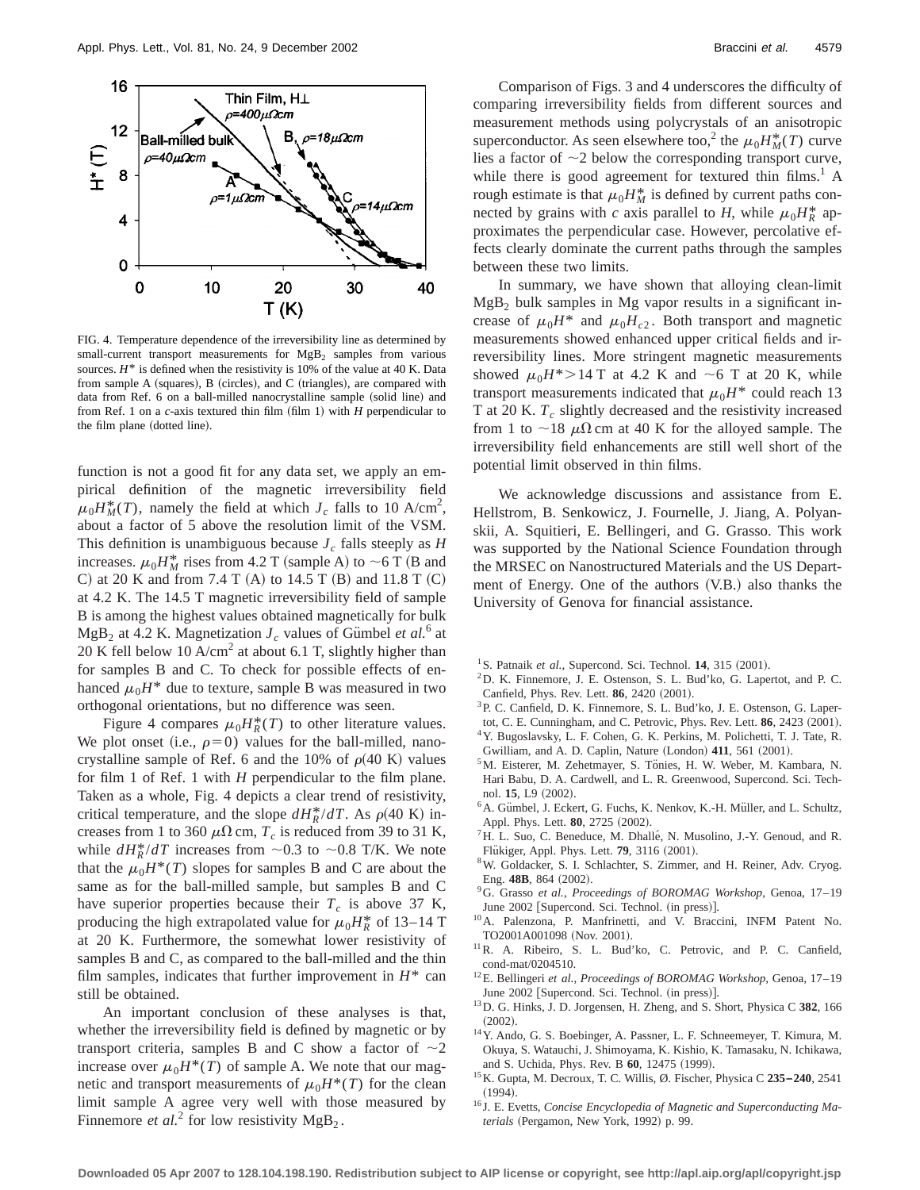16

Thin Film, H⊥

$\rho$=400$\mu\Omega$cm

12

Ball-milled bulk

B, $\rho$=18$\mu\Omega$cm

$\rho$=40$\mu\Omega$cm

H* (T)

8

A

C

$\rho$=1$\mu\Omega$cm

$\rho$=14$\mu\Omega$cm

4

0

0 10 20 30 40

T (K)

FIG. 4. Temperature dependence of the irreversibility line as determined by small-current transport measurements for $MgB_2$ samples from various sources. $H^*$ is defined when the resistivity is 10% of the value at 40 K. Data from sample A (squares), B (circles), and C (triangles), are compared with data from Ref. 6 on a ball-milled nanocrystalline sample (solid line) and from Ref. 1 on a $c$-axis textured thin film (film 1) with $H$ perpendicular to the film plane (dotted line).

function is not a good fit for any data set, we apply an empirical definition of the magnetic irreversibility field $\mu_0 H_M^*(T)$, namely the field at which $J_c$ falls to 10 A/cm$^2$, about a factor of 5 above the resolution limit of the VSM. This definition is unambiguous because $J_c$ falls steeply as $H$ increases. $\mu_0 H_M^*$ rises from 4.2 T (sample A) to ~6 T (B and C) at 20 K and from 7.4 T (A) to 14.5 T (B) and 11.8 T (C) at 4.2 K. The 14.5 T magnetic irreversibility field of sample B is among the highest values obtained magnetically for bulk $MgB_2$ at 4.2 K. Magnetization $J_c$ values of Gümbel *et al.*[6] at 20 K fell below 10 A/cm$^2$ at about 6.1 T, slightly higher than for samples B and C. To check for possible effects of enhanced $\mu_0 H^*$ due to texture, sample B was measured in two orthogonal orientations, but no difference was seen.

Figure 4 compares $\mu_0 H_R^*(T)$ to other literature values. We plot onset (i.e., $\rho$=0) values for the ball-milled, nanocrystalline sample of Ref. 6 and the 10% of $\rho$(40 K) values for film 1 of Ref. 1 with $H$ perpendicular to the film plane. Taken as a whole, Fig. 4 depicts a clear trend of resistivity, critical temperature, and the slope $dH_R^*/dT$. As $\rho$(40 K) increases from 1 to 360 $\mu\Omega$ cm, $T_c$ is reduced from 39 to 31 K, while $dH_R^*/dT$ increases from ~0.3 to ~0.8 T/K. We note that the $\mu_0 H^*(T)$ slopes for samples B and C are about the same as for the ball-milled sample, but samples B and C have superior properties because their $T_c$ is above 37 K, producing the high extrapolated value for $\mu_0 H_R^*$ of 13–14 T at 20 K. Furthermore, the somewhat lower resistivity of samples B and C, as compared to the ball-milled and the thin film samples, indicates that further improvement in $H^*$ can still be obtained.

An important conclusion of these analyses is that, whether the irreversibility field is defined by magnetic or by transport criteria, samples B and C show a factor of ~2 increase over $\mu_0 H^*(T)$ of sample A. We note that our magnetic and transport measurements of $\mu_0 H^*(T)$ for the clean limit sample A agree very well with those measured by Finnemore *et al.*[2] for low resistivity $MgB_2$.

Comparison of Figs. 3 and 4 underscores the difficulty of comparing irreversibility fields from different sources and measurement methods using polycrystals of an anisotropic superconductor. As seen elsewhere too,[2] the $\mu_0 H_M^*(T)$ curve lies a factor of ~2 below the corresponding transport curve, while there is good agreement for textured thin films.[1] A rough estimate is that $\mu_0 H_M^*$ is defined by current paths connected by grains with $c$ axis parallel to $H$, while $\mu_0 H_R^*$ approximates the perpendicular case. However, percolative effects clearly dominate the current paths through the samples between these two limits.

In summary, we have shown that alloying clean-limit $MgB_2$ bulk samples in Mg vapor results in a significant increase of $\mu_0 H^*$ and $\mu_0 H_{c2}$. Both transport and magnetic measurements showed enhanced upper critical fields and irreversibility lines. More stringent magnetic measurements showed $\mu_0 H^* > 14$ T at 4.2 K and ~6 T at 20 K, while transport measurements indicated that $\mu_0 H^*$ could reach 13 T at 20 K. $T_c$ slightly decreased and the resistivity increased from 1 to ~18 $\mu\Omega$ cm at 40 K for the alloyed sample. The irreversibility field enhancements are still well short of the potential limit observed in thin films.

We acknowledge discussions and assistance from E. Hellstrom, B. Senkowicz, J. Fournelle, J. Jiang, A. Polyanskii, A. Squitieri, E. Bellingeri, and G. Grasso. This work was supported by the National Science Foundation through the MRSEC on Nanostructured Materials and the US Department of Energy. One of the authors (V.B.) also thanks the University of Genova for financial assistance.

[1] S. Patnaik *et al.*, Supercond. Sci. Technol. **14**, 315 (2001).
[2] D. K. Finnemore, J. E. Ostenson, S. L. Bud'ko, G. Lapertot, and P. C. Canfield, Phys. Rev. Lett. **86**, 2420 (2001).
[3] P. C. Canfield, D. K. Finnemore, S. L. Bud'ko, J. E. Ostenson, G. Lapertot, C. E. Cunningham, and C. Petrovic, Phys. Rev. Lett. **86**, 2423 (2001).
[4] Y. Bugoslavsky, L. F. Cohen, G. K. Perkins, M. Polichetti, T. J. Tate, R. Gwilliam, and A. D. Caplin, Nature (London) **411**, 561 (2001).
[5] M. Eisterer, M. Zehetmayer, S. Tönies, H. W. Weber, M. Kambara, N. Hari Babu, D. A. Cardwell, and L. R. Greenwood, Supercond. Sci. Technol. **15**, L9 (2002).
[6] A. Gümbel, J. Eckert, G. Fuchs, K. Nenkov, K.-H. Müller, and L. Schultz, Appl. Phys. Lett. **80**, 2725 (2002).
[7] H. L. Suo, C. Beneduce, M. Dhallé, N. Musolino, J.-Y. Genoud, and R. Flükiger, Appl. Phys. Lett. **79**, 3116 (2001).
[8] W. Goldacker, S. I. Schlachter, S. Zimmer, and H. Reiner, Adv. Cryog. Eng. **48B**, 864 (2002).
[9] G. Grasso *et al.*, *Proceedings of BOROMAG Workshop*, Genoa, 17–19 June 2002 [Supercond. Sci. Technol. (in press)].
[10] A. Palenzona, P. Manfrinetti, and V. Braccini, INFM Patent No. TO2001A001098 (Nov. 2001).
[11] R. A. Ribeiro, S. L. Bud'ko, C. Petrovic, and P. C. Canfield, cond-mat/0204510.
[12] E. Bellingeri *et al.*, *Proceedings of BOROMAG Workshop*, Genoa, 17–19 June 2002 [Supercond. Sci. Technol. (in press)].
[13] D. G. Hinks, J. D. Jorgensen, H. Zheng, and S. Short, Physica C **382**, 166 (2002).
[14] Y. Ando, G. S. Boebinger, A. Passner, L. F. Schneemeyer, T. Kimura, M. Okuya, S. Watauchi, J. Shimoyama, K. Kishio, K. Tamasaku, N. Ichikawa, and S. Uchida, Phys. Rev. B **60**, 12475 (1999).
[15] K. Gupta, M. Decroux, C. Willis, Ø. Fischer, Physica C **235–240**, 2541 (1994).
[16] J. E. Evetts, *Concise Encyclopedia of Magnetic and Superconducting Materials* (Pergamon, New York, 1992) p. 99.